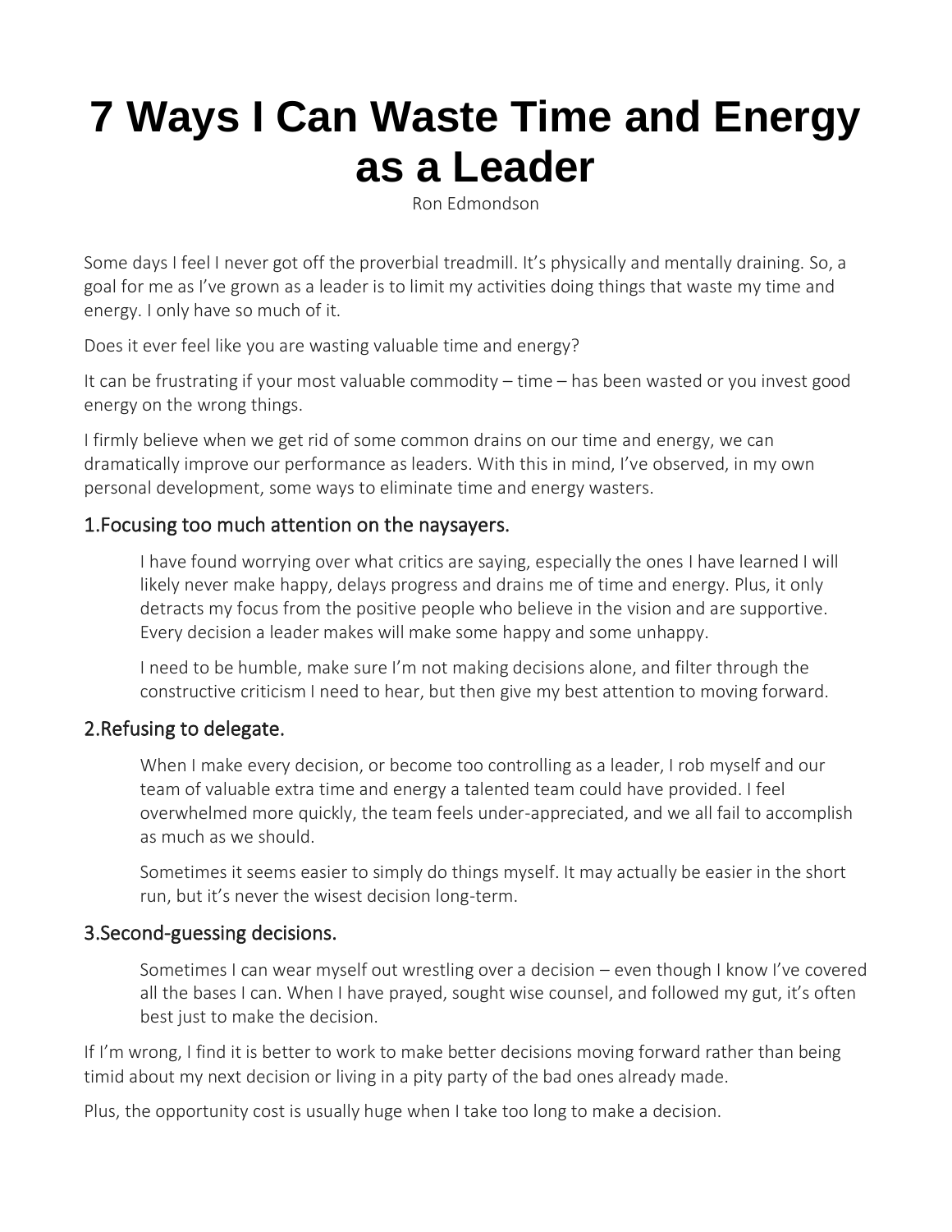# 7 Ways I Can Waste Time and Energy as a Leader

Ron Edmondson

Some days I feel I never got off the proverbial treadmill. It's physically and mentally draining. So, a goal for me as I've grown as a leader is to limit my activities doing things that waste my time and energy. I only have so much of it.

Does it ever feel like you are wasting valuable time and energy?

It can be frustrating if your most valuable commodity – time – has been wasted or you invest good energy on the wrong things.

I firmly believe when we get rid of some common drains on our time and energy, we can dramatically improve our performance as leaders. With this in mind, I've observed, in my own personal development, some ways to eliminate time and energy wasters.

## 1.Focusing too much attention on the naysayers.

I have found worrying over what critics are saying, especially the ones I have learned I will likely never make happy, delays progress and drains me of time and energy. Plus, it only detracts my focus from the positive people who believe in the vision and are supportive. Every decision a leader makes will make some happy and some unhappy.

I need to be humble, make sure I'm not making decisions alone, and filter through the constructive criticism I need to hear, but then give my best attention to moving forward.

## 2.Refusing to delegate.

When I make every decision, or become too controlling as a leader, I rob myself and our team of valuable extra time and energy a talented team could have provided. I feel overwhelmed more quickly, the team feels under-appreciated, and we all fail to accomplish as much as we should.

Sometimes it seems easier to simply do things myself. It may actually be easier in the short run, but it's never the wisest decision long-term.

## 3.Second-guessing decisions.

Sometimes I can wear myself out wrestling over a decision – even though I know I've covered all the bases I can. When I have prayed, sought wise counsel, and followed my gut, it's often best just to make the decision.

If I'm wrong, I find it is better to work to make better decisions moving forward rather than being timid about my next decision or living in a pity party of the bad ones already made.

Plus, the opportunity cost is usually huge when I take too long to make a decision.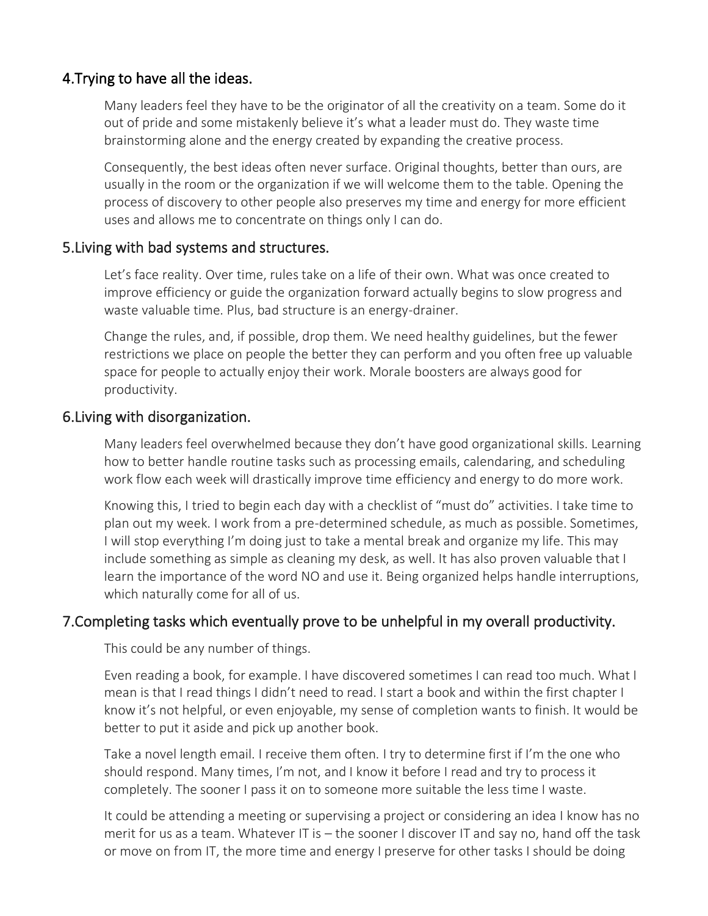## 4.Trying to have all the ideas.

Many leaders feel they have to be the originator of all the creativity on a team. Some do it out of pride and some mistakenly believe it's what a leader must do. They waste time brainstorming alone and the energy created by expanding the creative process.

Consequently, the best ideas often never surface. Original thoughts, better than ours, are usually in the room or the organization if we will welcome them to the table. Opening the process of discovery to other people also preserves my time and energy for more efficient uses and allows me to concentrate on things only I can do.

## 5.Living with bad systems and structures.

Let's face reality. Over time, rules take on a life of their own. What was once created to improve efficiency or guide the organization forward actually begins to slow progress and waste valuable time. Plus, bad structure is an energy-drainer.

Change the rules, and, if possible, drop them. We need healthy guidelines, but the fewer restrictions we place on people the better they can perform and you often free up valuable space for people to actually enjoy their work. Morale boosters are always good for productivity.

## 6.Living with disorganization.

Many leaders feel overwhelmed because they don't have good organizational skills. Learning how to better handle routine tasks such as processing emails, calendaring, and scheduling work flow each week will drastically improve time efficiency and energy to do more work.

Knowing this, I tried to begin each day with a checklist of "must do" activities. I take time to plan out my week. I work from a pre-determined schedule, as much as possible. Sometimes, I will stop everything I'm doing just to take a mental break and organize my life. This may include something as simple as cleaning my desk, as well. It has also proven valuable that I learn the importance of the word NO and use it. Being organized helps handle interruptions, which naturally come for all of us.

## 7.Completing tasks which eventually prove to be unhelpful in my overall productivity.

This could be any number of things.

Even reading a book, for example. I have discovered sometimes I can read too much. What I mean is that I read things I didn't need to read. I start a book and within the first chapter I know it's not helpful, or even enjoyable, my sense of completion wants to finish. It would be better to put it aside and pick up another book.

Take a novel length email. I receive them often. I try to determine first if I'm the one who should respond. Many times, I'm not, and I know it before I read and try to process it completely. The sooner I pass it on to someone more suitable the less time I waste.

It could be attending a meeting or supervising a project or considering an idea I know has no merit for us as a team. Whatever IT is – the sooner I discover IT and say no, hand off the task or move on from IT, the more time and energy I preserve for other tasks I should be doing